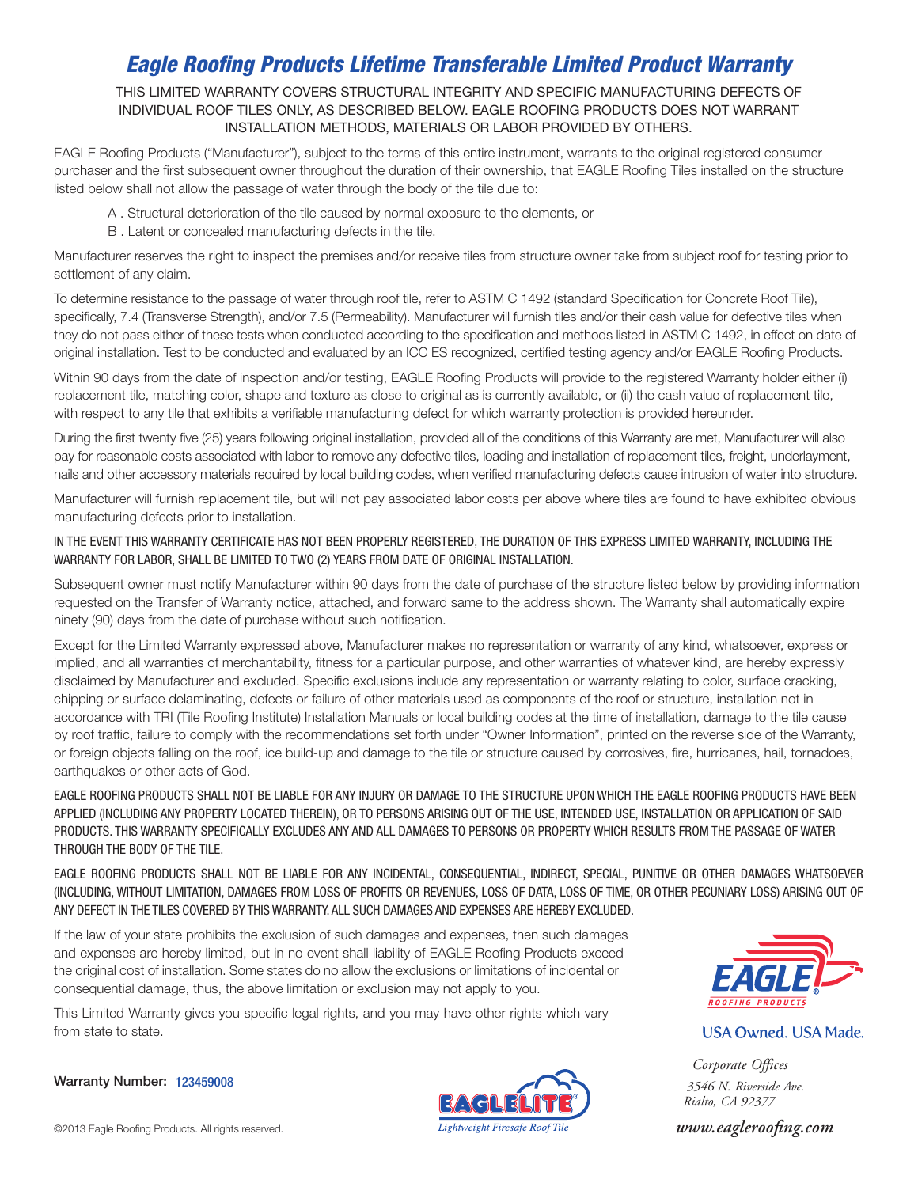# *Eagle Roofing Products Lifetime Transferable Limited Product Warranty*

THIS LIMITED WARRANTY COVERS STRUCTURAL INTEGRITY AND SPECIFIC MANUFACTURING DEFECTS OF INDIVIDUAL ROOF TILES ONLY, AS DESCRIBED BELOW. EAGLE ROOFING PRODUCTS DOES NOT WARRANT INSTALLATION METHODS, MATERIALS OR LABOR PROVIDED BY OTHERS.

EAGLE Roofing Products ("Manufacturer"), subject to the terms of this entire instrument, warrants to the original registered consumer purchaser and the first subsequent owner throughout the duration of their ownership, that EAGLE Roofing Tiles installed on the structure listed below shall not allow the passage of water through the body of the tile due to:

A . Structural deterioration of the tile caused by normal exposure to the elements, or

B . Latent or concealed manufacturing defects in the tile.

Manufacturer reserves the right to inspect the premises and/or receive tiles from structure owner take from subject roof for testing prior to settlement of any claim.

To determine resistance to the passage of water through roof tile, refer to ASTM C 1492 (standard Specification for Concrete Roof Tile), specifically, 7.4 (Transverse Strength), and/or 7.5 (Permeability). Manufacturer will furnish tiles and/or their cash value for defective tiles when they do not pass either of these tests when conducted according to the specification and methods listed in ASTM C 1492, in effect on date of original installation. Test to be conducted and evaluated by an ICC ES recognized, certified testing agency and/or EAGLE Roofing Products.

Within 90 days from the date of inspection and/or testing, EAGLE Roofing Products will provide to the registered Warranty holder either (i) replacement tile, matching color, shape and texture as close to original as is currently available, or (ii) the cash value of replacement tile, with respect to any tile that exhibits a verifiable manufacturing defect for which warranty protection is provided hereunder.

During the first twenty five (25) years following original installation, provided all of the conditions of this Warranty are met, Manufacturer will also pay for reasonable costs associated with labor to remove any defective tiles, loading and installation of replacement tiles, freight, underlayment, nails and other accessory materials required by local building codes, when verified manufacturing defects cause intrusion of water into structure.

Manufacturer will furnish replacement tile, but will not pay associated labor costs per above where tiles are found to have exhibited obvious manufacturing defects prior to installation.

IN THE EVENT THIS WARRANTY CERTIFICATE HAS NOT BEEN PROPERLY REGISTERED, THE DURATION OF THIS EXPRESS LIMITED WARRANTY, INCLUDING THE WARRANTY FOR LABOR, SHALL BE LIMITED TO TWO (2) YEARS FROM DATE OF ORIGINAL INSTALLATION.

Subsequent owner must notify Manufacturer within 90 days from the date of purchase of the structure listed below by providing information requested on the Transfer of Warranty notice, attached, and forward same to the address shown. The Warranty shall automatically expire ninety (90) days from the date of purchase without such notification.

Except for the Limited Warranty expressed above, Manufacturer makes no representation or warranty of any kind, whatsoever, express or implied, and all warranties of merchantability, fitness for a particular purpose, and other warranties of whatever kind, are hereby expressly disclaimed by Manufacturer and excluded. Specific exclusions include any representation or warranty relating to color, surface cracking, chipping or surface delaminating, defects or failure of other materials used as components of the roof or structure, installation not in accordance with TRI (Tile Roofing Institute) Installation Manuals or local building codes at the time of installation, damage to the tile cause by roof traffic, failure to comply with the recommendations set forth under "Owner Information", printed on the reverse side of the Warranty, or foreign objects falling on the roof, ice build-up and damage to the tile or structure caused by corrosives, fire, hurricanes, hail, tornadoes, earthquakes or other acts of God.

EAGLE ROOFING PRODUCTS SHALL NOT BE LIABLE FOR ANY INJURY OR DAMAGE TO THE STRUCTURE UPON WHICH THE EAGLE ROOFING PRODUCTS HAVE BEEN APPLIED (INCLUDING ANY PROPERTY LOCATED THEREIN), OR TO PERSONS ARISING OUT OF THE USE, INTENDED USE, INSTALLATION OR APPLICATION OF SAID PRODUCTS. THIS WARRANTY SPECIFICALLY EXCLUDES ANY AND ALL DAMAGES TO PERSONS OR PROPERTY WHICH RESULTS FROM THE PASSAGE OF WATER THROUGH THE BODY OF THE TILE.

EAGLE ROOFING PRODUCTS SHALL NOT BE LIABLE FOR ANY INCIDENTAL, CONSEQUENTIAL, INDIRECT, SPECIAL, PUNITIVE OR OTHER DAMAGES WHATSOEVER (INCLUDING, WITHOUT LIMITATION, DAMAGES FROM LOSS OF PROFITS OR REVENUES, LOSS OF DATA, LOSS OF TIME, OR OTHER PECUNIARY LOSS) ARISING OUT OF ANY DEFECT IN THE TILES COVERED BY THIS WARRANTY. ALL SUCH DAMAGES AND EXPENSES ARE HEREBY EXCLUDED.

If the law of your state prohibits the exclusion of such damages and expenses, then such damages and expenses are hereby limited, but in no event shall liability of EAGLE Roofing Products exceed the original cost of installation. Some states do no allow the exclusions or limitations of incidental or consequential damage, thus, the above limitation or exclusion may not apply to you.

This Limited Warranty gives you specific legal rights, and you may have other rights which vary from state to state.

EAGLE ROOFING PRODUCTS

USA Owned. USA Made.

**Warranty Number:** 123459008

EAGLELITE — *Lightweight Firesafe Roof Tile*

*Corporate Offices*
*3546 N. Riverside Ave.*
*Rialto, CA 92377*

*www.eagleroofing.com*

©2013 Eagle Roofing Products. All rights reserved.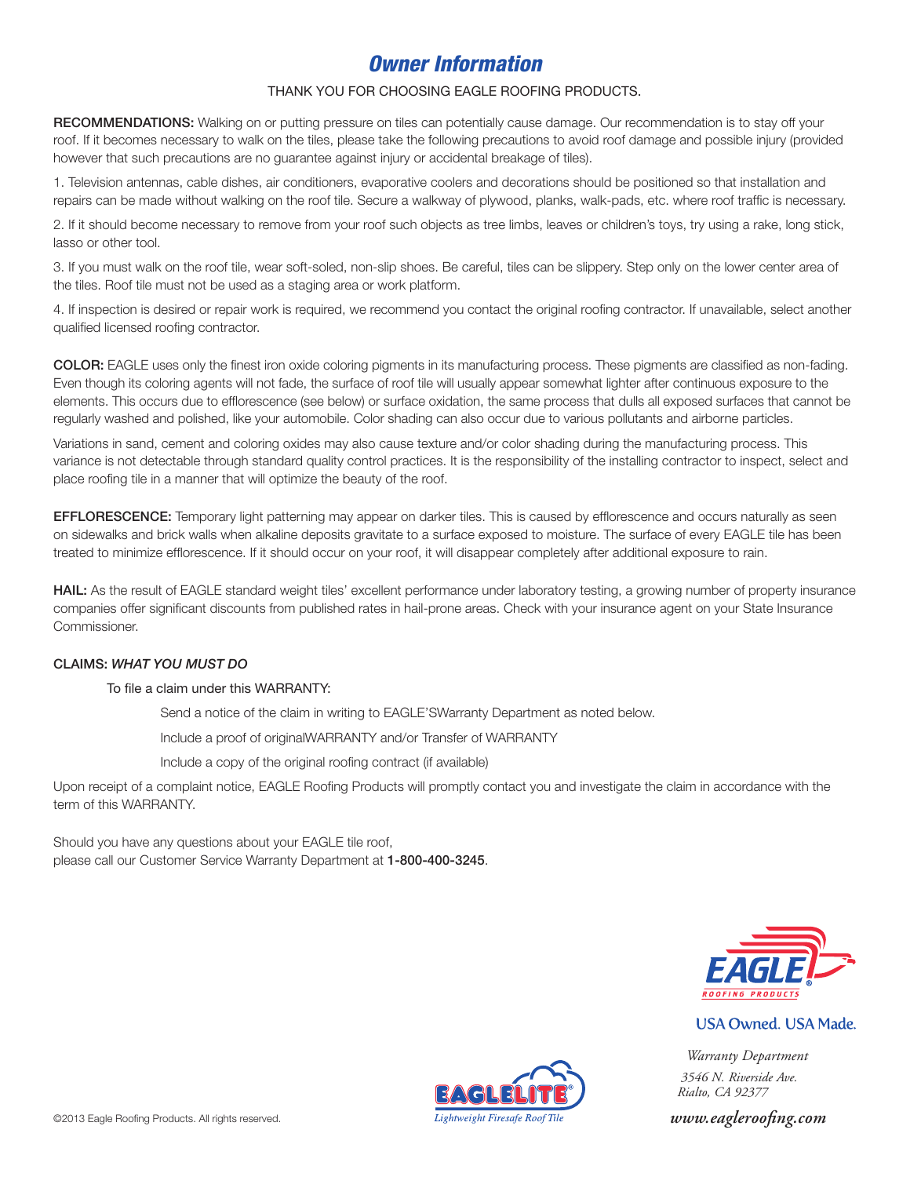# Owner Information

THANK YOU FOR CHOOSING EAGLE ROOFING PRODUCTS.

**RECOMMENDATIONS:** Walking on or putting pressure on tiles can potentially cause damage. Our recommendation is to stay off your roof. If it becomes necessary to walk on the tiles, please take the following precautions to avoid roof damage and possible injury (provided however that such precautions are no guarantee against injury or accidental breakage of tiles).

1. Television antennas, cable dishes, air conditioners, evaporative coolers and decorations should be positioned so that installation and repairs can be made without walking on the roof tile. Secure a walkway of plywood, planks, walk-pads, etc. where roof traffic is necessary.

2. If it should become necessary to remove from your roof such objects as tree limbs, leaves or children's toys, try using a rake, long stick, lasso or other tool.

3. If you must walk on the roof tile, wear soft-soled, non-slip shoes. Be careful, tiles can be slippery. Step only on the lower center area of the tiles. Roof tile must not be used as a staging area or work platform.

4. If inspection is desired or repair work is required, we recommend you contact the original roofing contractor. If unavailable, select another qualified licensed roofing contractor.

**COLOR:** EAGLE uses only the finest iron oxide coloring pigments in its manufacturing process. These pigments are classified as non-fading. Even though its coloring agents will not fade, the surface of roof tile will usually appear somewhat lighter after continuous exposure to the elements. This occurs due to efflorescence (see below) or surface oxidation, the same process that dulls all exposed surfaces that cannot be regularly washed and polished, like your automobile. Color shading can also occur due to various pollutants and airborne particles.

Variations in sand, cement and coloring oxides may also cause texture and/or color shading during the manufacturing process. This variance is not detectable through standard quality control practices. It is the responsibility of the installing contractor to inspect, select and place roofing tile in a manner that will optimize the beauty of the roof.

**EFFLORESCENCE:** Temporary light patterning may appear on darker tiles. This is caused by efflorescence and occurs naturally as seen on sidewalks and brick walls when alkaline deposits gravitate to a surface exposed to moisture. The surface of every EAGLE tile has been treated to minimize efflorescence. If it should occur on your roof, it will disappear completely after additional exposure to rain.

**HAIL:** As the result of EAGLE standard weight tiles' excellent performance under laboratory testing, a growing number of property insurance companies offer significant discounts from published rates in hail-prone areas. Check with your insurance agent on your State Insurance Commissioner.

CLAIMS: *WHAT YOU MUST DO*

To file a claim under this WARRANTY:

Send a notice of the claim in writing to EAGLE'SWarranty Department as noted below.

Include a proof of originalWARRANTY and/or Transfer of WARRANTY

Include a copy of the original roofing contract (if available)

Upon receipt of a complaint notice, EAGLE Roofing Products will promptly contact you and investigate the claim in accordance with the term of this WARRANTY.

Should you have any questions about your EAGLE tile roof,
please call our Customer Service Warranty Department at **1-800-400-3245**.

EAGLE ROOFING PRODUCTS

USA Owned. USA Made.

*Warranty Department*
*3546 N. Riverside Ave.*
*Rialto, CA 92377*

EAGLELITE®
*Lightweight Firesafe Roof Tile*

©2013 Eagle Roofing Products. All rights reserved.

*www.eagleroofing.com*